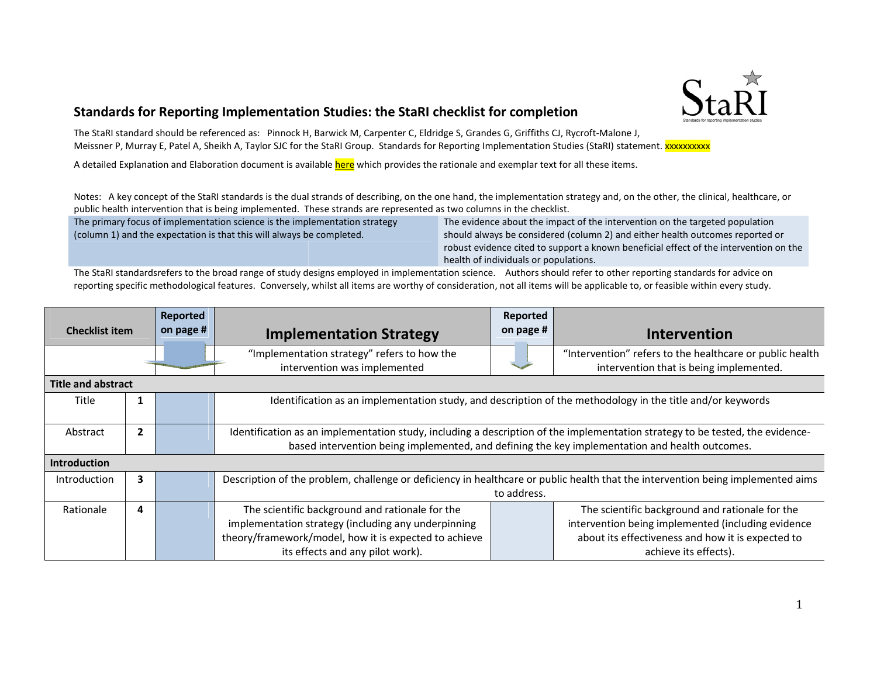## Standards for Reporting Implementation Studies: the StaRI checklist for completion

The StaRI standard should be referenced as: Pinnock H, Barwick M, Carpenter C, Eldridge S, Grandes G, Griffiths CJ, Rycroft-Malone J, Meissner P, Murray E, Patel A, Sheikh A, Taylor SJC for the StaRI Group. Standards for Reporting Implementation Studies (StaRI) statement. xxxxxxxxxx

A detailed Explanation and Elaboration document is available here which provides the rationale and exemplar text for all these items.

Notes: A key concept of the StaRI standards is the dual strands of describing, on the one hand, the implementation strategy and, on the other, the clinical, healthcare, or public health intervention that is being implemented. These strands are represented as two columns in the checklist.

| | |
|---|---|
| The primary focus of implementation science is the implementation strategy (column 1) and the expectation is that this will always be completed. | The evidence about the impact of the intervention on the targeted population should always be considered (column 2) and either health outcomes reported or robust evidence cited to support a known beneficial effect of the intervention on the health of individuals or populations. |

The StaRI standardsrefers to the broad range of study designs employed in implementation science. Authors should refer to other reporting standards for advice on reporting specific methodological features. Conversely, whilst all items are worthy of consideration, not all items will be applicable to, or feasible within every study.

| Checklist item | | Reported on page # | Implementation Strategy | Reported on page # | Intervention |
|---|---|---|---|---|---|
| | | | "Implementation strategy" refers to how the intervention was implemented | | "Intervention" refers to the healthcare or public health intervention that is being implemented. |
| **Title and abstract** | | | | | |
| Title | 1 | | Identification as an implementation study, and description of the methodology in the title and/or keywords | | |
| Abstract | 2 | | Identification as an implementation study, including a description of the implementation strategy to be tested, the evidence-based intervention being implemented, and defining the key implementation and health outcomes. | | |
| **Introduction** | | | | | |
| Introduction | 3 | | Description of the problem, challenge or deficiency in healthcare or public health that the intervention being implemented aims to address. | | |
| Rationale | 4 | | The scientific background and rationale for the implementation strategy (including any underpinning theory/framework/model, how it is expected to achieve its effects and any pilot work). | | The scientific background and rationale for the intervention being implemented (including evidence about its effectiveness and how it is expected to achieve its effects). |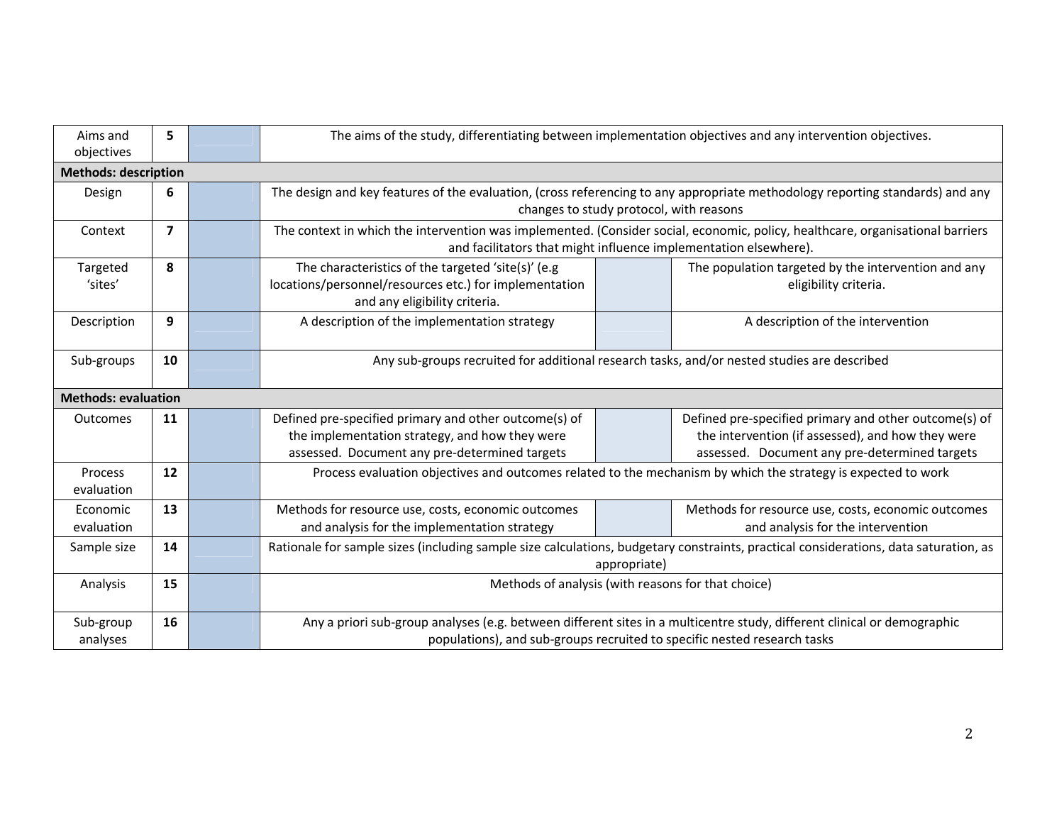| | | | | | |
|---|---|---|---|---|---|
| Aims and objectives | **5** | | The aims of the study, differentiating between implementation objectives and any intervention objectives. | | |
| **Methods: description** | | | | | |
| Design | **6** | | The design and key features of the evaluation, (cross referencing to any appropriate methodology reporting standards) and any changes to study protocol, with reasons | | |
| Context | **7** | | The context in which the intervention was implemented. (Consider social, economic, policy, healthcare, organisational barriers and facilitators that might influence implementation elsewhere). | | |
| Targeted 'sites' | **8** | | The characteristics of the targeted 'site(s)' (e.g locations/personnel/resources etc.) for implementation and any eligibility criteria. | | The population targeted by the intervention and any eligibility criteria. |
| Description | **9** | | A description of the implementation strategy | | A description of the intervention |
| Sub-groups | **10** | | Any sub-groups recruited for additional research tasks, and/or nested studies are described | | |
| **Methods: evaluation** | | | | | |
| Outcomes | **11** | | Defined pre-specified primary and other outcome(s) of the implementation strategy, and how they were assessed. Document any pre-determined targets | | Defined pre-specified primary and other outcome(s) of the intervention (if assessed), and how they were assessed. Document any pre-determined targets |
| Process evaluation | **12** | | Process evaluation objectives and outcomes related to the mechanism by which the strategy is expected to work | | |
| Economic evaluation | **13** | | Methods for resource use, costs, economic outcomes and analysis for the implementation strategy | | Methods for resource use, costs, economic outcomes and analysis for the intervention |
| Sample size | **14** | | Rationale for sample sizes (including sample size calculations, budgetary constraints, practical considerations, data saturation, as appropriate) | | |
| Analysis | **15** | | Methods of analysis (with reasons for that choice) | | |
| Sub-group analyses | **16** | | Any a priori sub-group analyses (e.g. between different sites in a multicentre study, different clinical or demographic populations), and sub-groups recruited to specific nested research tasks | | |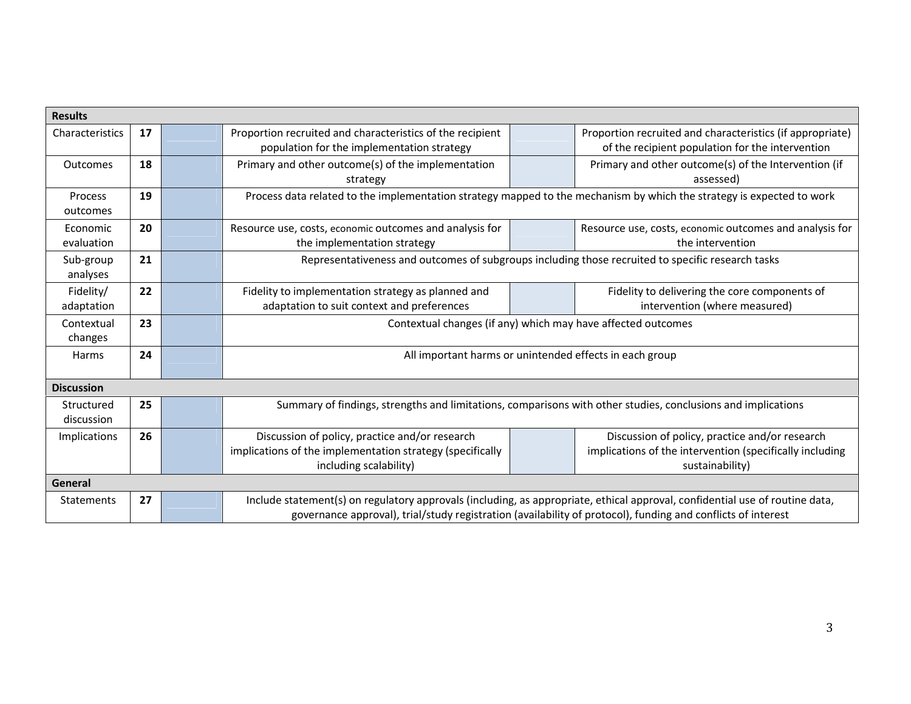| | | | | | |
|---|---|---|---|---|---|
| **Results** | | | | | |
| Characteristics | **17** | | Proportion recruited and characteristics of the recipient population for the implementation strategy | | Proportion recruited and characteristics (if appropriate) of the recipient population for the intervention |
| Outcomes | **18** | | Primary and other outcome(s) of the implementation strategy | | Primary and other outcome(s) of the Intervention (if assessed) |
| Process outcomes | **19** | | Process data related to the implementation strategy mapped to the mechanism by which the strategy is expected to work | | |
| Economic evaluation | **20** | | Resource use, costs, economic outcomes and analysis for the implementation strategy | | Resource use, costs, economic outcomes and analysis for the intervention |
| Sub-group analyses | **21** | | Representativeness and outcomes of subgroups including those recruited to specific research tasks | | |
| Fidelity/ adaptation | **22** | | Fidelity to implementation strategy as planned and adaptation to suit context and preferences | | Fidelity to delivering the core components of intervention (where measured) |
| Contextual changes | **23** | | Contextual changes (if any) which may have affected outcomes | | |
| Harms | **24** | | All important harms or unintended effects in each group | | |
| **Discussion** | | | | | |
| Structured discussion | **25** | | Summary of findings, strengths and limitations, comparisons with other studies, conclusions and implications | | |
| Implications | **26** | | Discussion of policy, practice and/or research implications of the implementation strategy (specifically including scalability) | | Discussion of policy, practice and/or research implications of the intervention (specifically including sustainability) |
| **General** | | | | | |
| Statements | **27** | | Include statement(s) on regulatory approvals (including, as appropriate, ethical approval, confidential use of routine data, governance approval), trial/study registration (availability of protocol), funding and conflicts of interest | | |